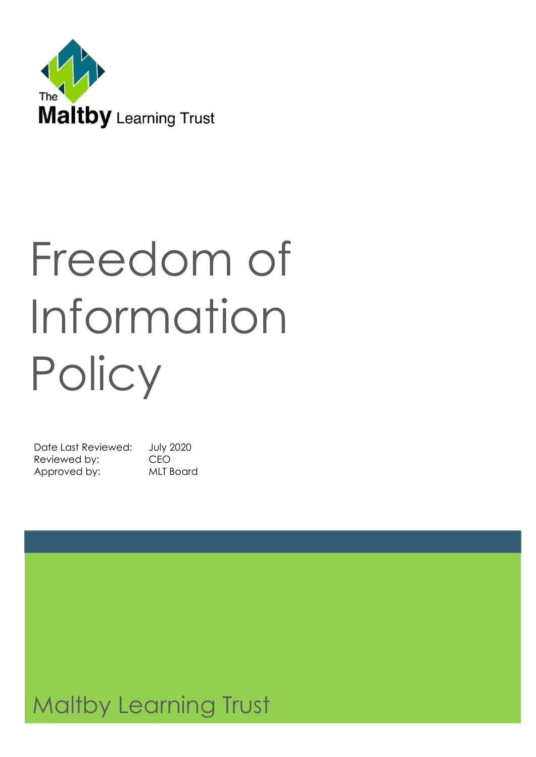The Maltby Learning Trust

# Freedom of Information Policy

| | |
|---|---|
| Date Last Reviewed: | July 2020 |
| Reviewed by: | CEO |
| Approved by: | MLT Board |

Maltby Learning Trust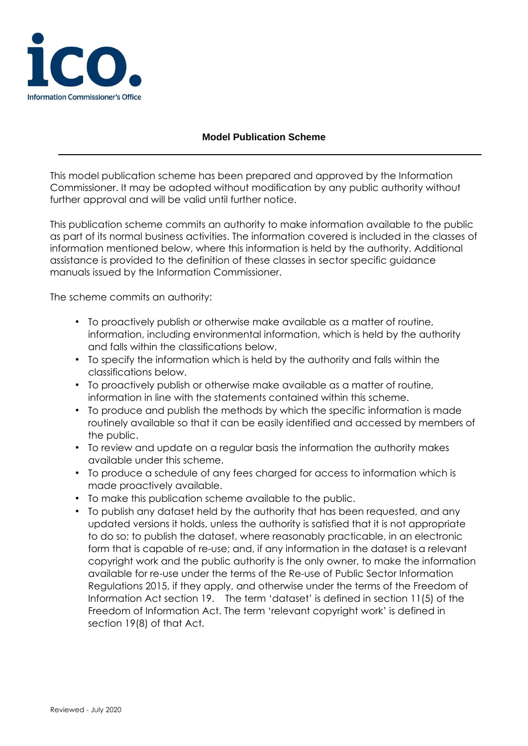**Model Publication Scheme**

---

This model publication scheme has been prepared and approved by the Information Commissioner. It may be adopted without modification by any public authority without further approval and will be valid until further notice.

This publication scheme commits an authority to make information available to the public as part of its normal business activities. The information covered is included in the classes of information mentioned below, where this information is held by the authority. Additional assistance is provided to the definition of these classes in sector specific guidance manuals issued by the Information Commissioner.

The scheme commits an authority:

- To proactively publish or otherwise make available as a matter of routine, information, including environmental information, which is held by the authority and falls within the classifications below.
- To specify the information which is held by the authority and falls within the classifications below.
- To proactively publish or otherwise make available as a matter of routine, information in line with the statements contained within this scheme.
- To produce and publish the methods by which the specific information is made routinely available so that it can be easily identified and accessed by members of the public.
- To review and update on a regular basis the information the authority makes available under this scheme.
- To produce a schedule of any fees charged for access to information which is made proactively available.
- To make this publication scheme available to the public.
- To publish any dataset held by the authority that has been requested, and any updated versions it holds, unless the authority is satisfied that it is not appropriate to do so; to publish the dataset, where reasonably practicable, in an electronic form that is capable of re-use; and, if any information in the dataset is a relevant copyright work and the public authority is the only owner, to make the information available for re-use under the terms of the Re-use of Public Sector Information Regulations 2015, if they apply, and otherwise under the terms of the Freedom of Information Act section 19. The term 'dataset' is defined in section 11(5) of the Freedom of Information Act. The term 'relevant copyright work' is defined in section 19(8) of that Act.

Reviewed - July 2020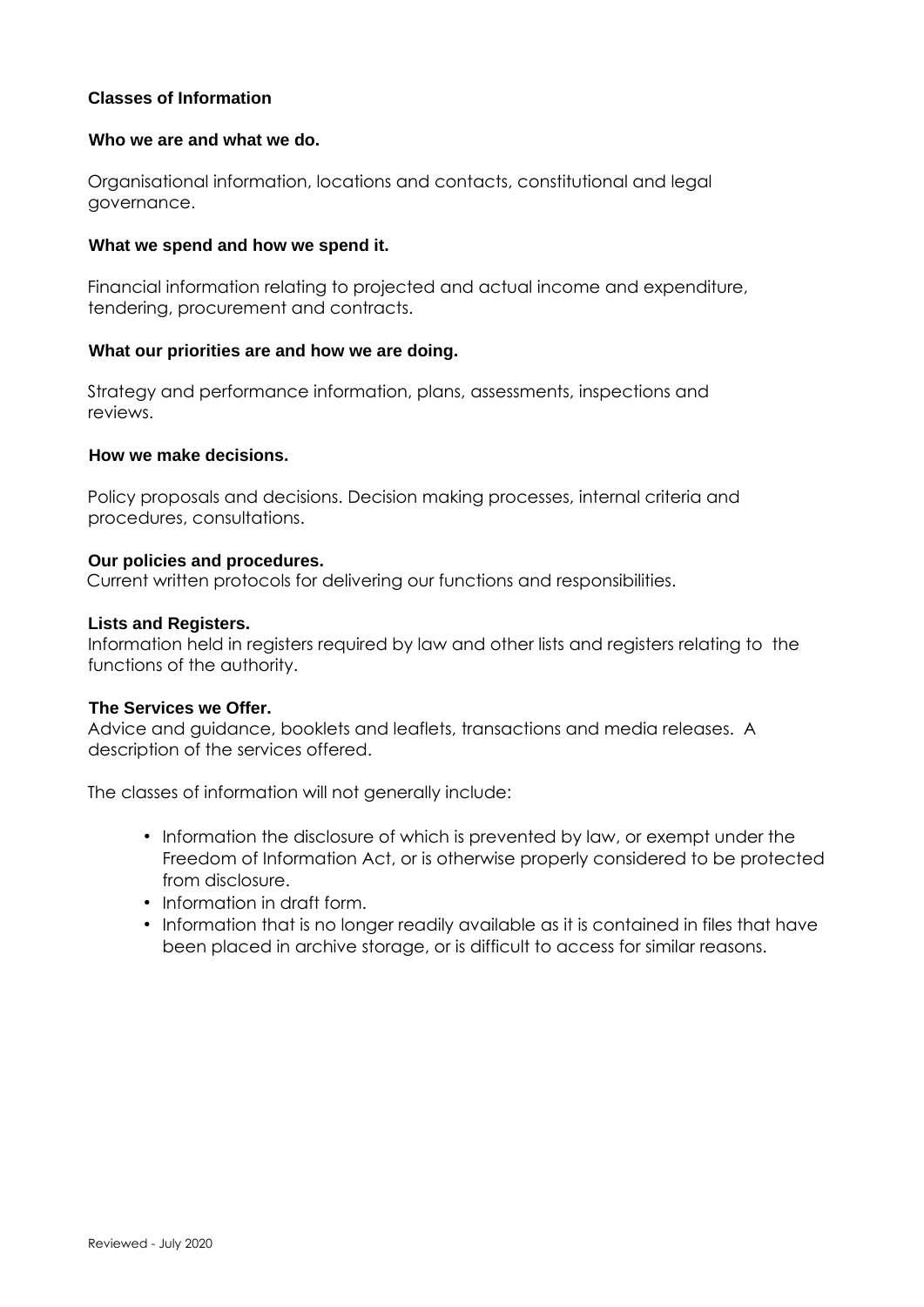## Classes of Information

### Who we are and what we do.

Organisational information, locations and contacts, constitutional and legal governance.

### What we spend and how we spend it.

Financial information relating to projected and actual income and expenditure, tendering, procurement and contracts.

### What our priorities are and how we are doing.

Strategy and performance information, plans, assessments, inspections and reviews.

### How we make decisions.

Policy proposals and decisions. Decision making processes, internal criteria and procedures, consultations.

### Our policies and procedures.

Current written protocols for delivering our functions and responsibilities.

### Lists and Registers.

Information held in registers required by law and other lists and registers relating to the functions of the authority.

### The Services we Offer.

Advice and guidance, booklets and leaflets, transactions and media releases. A description of the services offered.

The classes of information will not generally include:

- Information the disclosure of which is prevented by law, or exempt under the Freedom of Information Act, or is otherwise properly considered to be protected from disclosure.
- Information in draft form.
- Information that is no longer readily available as it is contained in files that have been placed in archive storage, or is difficult to access for similar reasons.

Reviewed - July 2020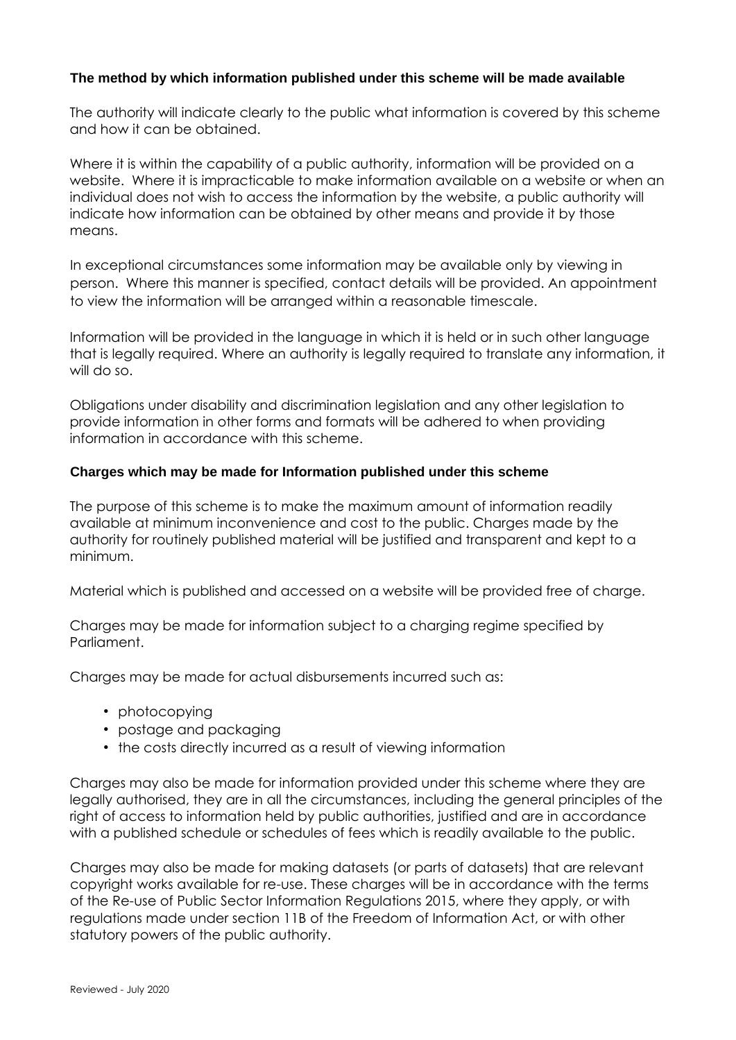### The method by which information published under this scheme will be made available

The authority will indicate clearly to the public what information is covered by this scheme and how it can be obtained.

Where it is within the capability of a public authority, information will be provided on a website. Where it is impracticable to make information available on a website or when an individual does not wish to access the information by the website, a public authority will indicate how information can be obtained by other means and provide it by those means.

In exceptional circumstances some information may be available only by viewing in person. Where this manner is specified, contact details will be provided. An appointment to view the information will be arranged within a reasonable timescale.

Information will be provided in the language in which it is held or in such other language that is legally required. Where an authority is legally required to translate any information, it will do so.

Obligations under disability and discrimination legislation and any other legislation to provide information in other forms and formats will be adhered to when providing information in accordance with this scheme.

### Charges which may be made for Information published under this scheme

The purpose of this scheme is to make the maximum amount of information readily available at minimum inconvenience and cost to the public. Charges made by the authority for routinely published material will be justified and transparent and kept to a minimum.

Material which is published and accessed on a website will be provided free of charge.

Charges may be made for information subject to a charging regime specified by Parliament.

Charges may be made for actual disbursements incurred such as:

- photocopying
- postage and packaging
- the costs directly incurred as a result of viewing information

Charges may also be made for information provided under this scheme where they are legally authorised, they are in all the circumstances, including the general principles of the right of access to information held by public authorities, justified and are in accordance with a published schedule or schedules of fees which is readily available to the public.

Charges may also be made for making datasets (or parts of datasets) that are relevant copyright works available for re-use. These charges will be in accordance with the terms of the Re-use of Public Sector Information Regulations 2015, where they apply, or with regulations made under section 11B of the Freedom of Information Act, or with other statutory powers of the public authority.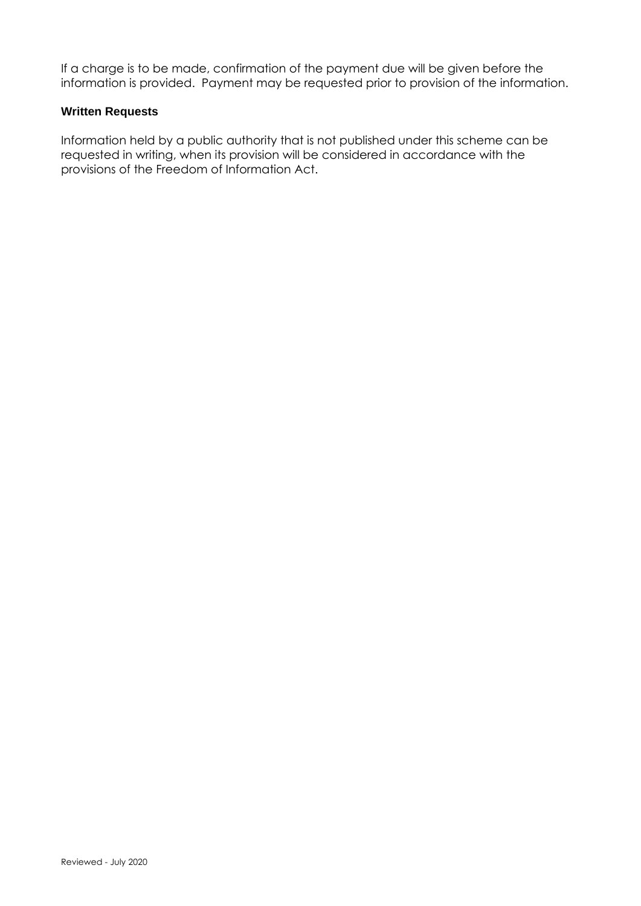If a charge is to be made, confirmation of the payment due will be given before the information is provided. Payment may be requested prior to provision of the information.

### Written Requests

Information held by a public authority that is not published under this scheme can be requested in writing, when its provision will be considered in accordance with the provisions of the Freedom of Information Act.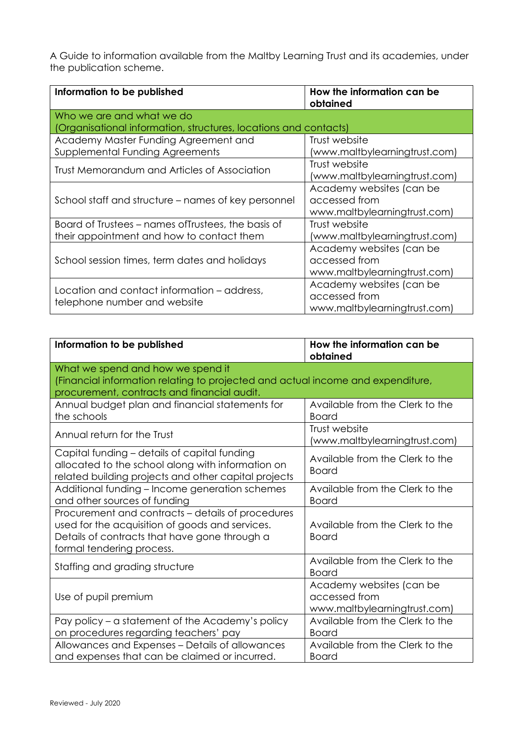A Guide to information available from the Maltby Learning Trust and its academies, under the publication scheme.

| Information to be published | How the information can be obtained |
| --- | --- |
| Who we are and what we do<br>(Organisational information, structures, locations and contacts) | |
| Academy Master Funding Agreement and Supplemental Funding Agreements | Trust website (www.maltbylearningtrust.com) |
| Trust Memorandum and Articles of Association | Trust website (www.maltbylearningtrust.com) |
| School staff and structure – names of key personnel | Academy websites (can be accessed from www.maltbylearningtrust.com) |
| Board of Trustees – names ofTrustees, the basis of their appointment and how to contact them | Trust website (www.maltbylearningtrust.com) |
| School session times, term dates and holidays | Academy websites (can be accessed from www.maltbylearningtrust.com) |
| Location and contact information – address, telephone number and website | Academy websites (can be accessed from www.maltbylearningtrust.com) |

| Information to be published | How the information can be obtained |
| --- | --- |
| What we spend and how we spend it<br>(Financial information relating to projected and actual income and expenditure, procurement, contracts and financial audit. | |
| Annual budget plan and financial statements for the schools | Available from the Clerk to the Board |
| Annual return for the Trust | Trust website (www.maltbylearningtrust.com) |
| Capital funding – details of capital funding allocated to the school along with information on related building projects and other capital projects | Available from the Clerk to the Board |
| Additional funding – Income generation schemes and other sources of funding | Available from the Clerk to the Board |
| Procurement and contracts – details of procedures used for the acquisition of goods and services. Details of contracts that have gone through a formal tendering process. | Available from the Clerk to the Board |
| Staffing and grading structure | Available from the Clerk to the Board |
| Use of pupil premium | Academy websites (can be accessed from www.maltbylearningtrust.com) |
| Pay policy – a statement of the Academy's policy on procedures regarding teachers' pay | Available from the Clerk to the Board |
| Allowances and Expenses – Details of allowances and expenses that can be claimed or incurred. | Available from the Clerk to the Board |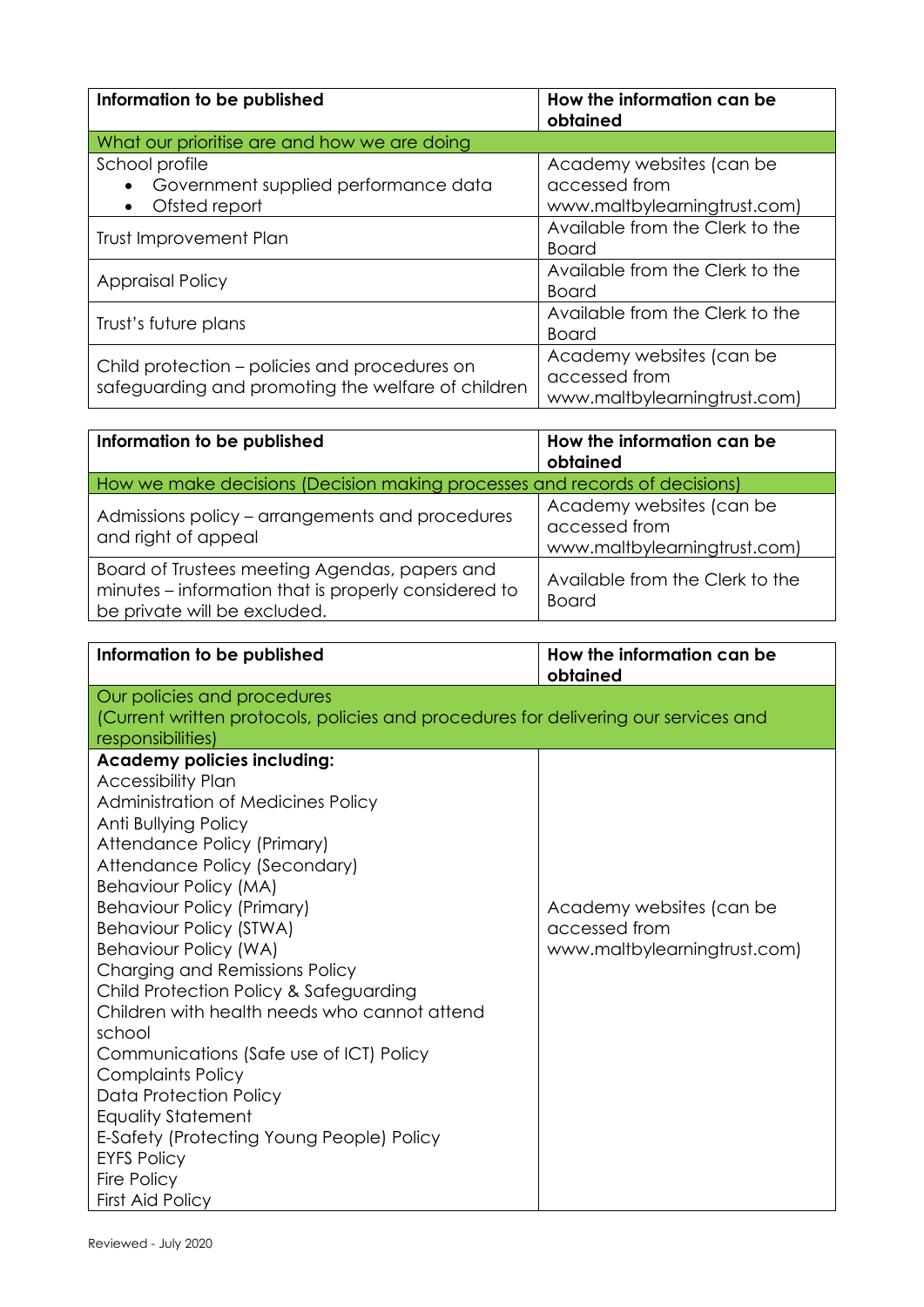| Information to be published | How the information can be obtained |
| --- | --- |
| What our prioritise are and how we are doing | |
| School profile<br>• Government supplied performance data<br>• Ofsted report | Academy websites (can be accessed from www.maltbylearningtrust.com) |
| Trust Improvement Plan | Available from the Clerk to the Board |
| Appraisal Policy | Available from the Clerk to the Board |
| Trust's future plans | Available from the Clerk to the Board |
| Child protection – policies and procedures on safeguarding and promoting the welfare of children | Academy websites (can be accessed from www.maltbylearningtrust.com) |

| Information to be published | How the information can be obtained |
| --- | --- |
| How we make decisions (Decision making processes and records of decisions) | |
| Admissions policy – arrangements and procedures and right of appeal | Academy websites (can be accessed from www.maltbylearningtrust.com) |
| Board of Trustees meeting Agendas, papers and minutes – information that is properly considered to be private will be excluded. | Available from the Clerk to the Board |

| Information to be published | How the information can be obtained |
| --- | --- |
| Our policies and procedures<br>(Current written protocols, policies and procedures for delivering our services and responsibilities) | |
| **Academy policies including:**<br>Accessibility Plan<br>Administration of Medicines Policy<br>Anti Bullying Policy<br>Attendance Policy (Primary)<br>Attendance Policy (Secondary)<br>Behaviour Policy (MA)<br>Behaviour Policy (Primary)<br>Behaviour Policy (STWA)<br>Behaviour Policy (WA)<br>Charging and Remissions Policy<br>Child Protection Policy & Safeguarding<br>Children with health needs who cannot attend school<br>Communications (Safe use of ICT) Policy<br>Complaints Policy<br>Data Protection Policy<br>Equality Statement<br>E-Safety (Protecting Young People) Policy<br>EYFS Policy<br>Fire Policy<br>First Aid Policy | Academy websites (can be accessed from www.maltbylearningtrust.com) |

Reviewed - July 2020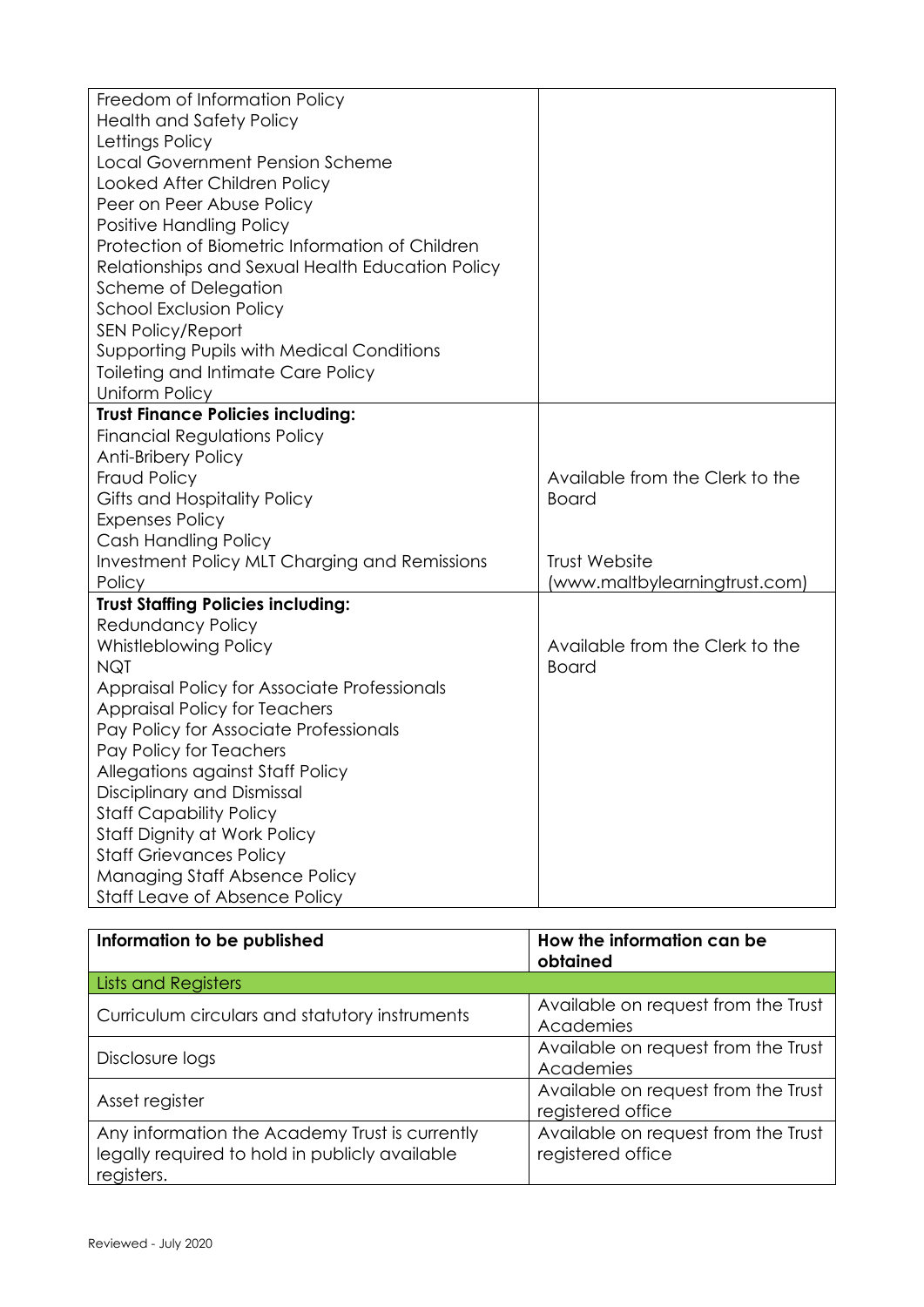| | |
|---|---|
| Freedom of Information Policy<br>Health and Safety Policy<br>Lettings Policy<br>Local Government Pension Scheme<br>Looked After Children Policy<br>Peer on Peer Abuse Policy<br>Positive Handling Policy<br>Protection of Biometric Information of Children<br>Relationships and Sexual Health Education Policy<br>Scheme of Delegation<br>School Exclusion Policy<br>SEN Policy/Report<br>Supporting Pupils with Medical Conditions<br>Toileting and Intimate Care Policy<br>Uniform Policy | |
| **Trust Finance Policies including:**<br>Financial Regulations Policy<br>Anti-Bribery Policy<br>Fraud Policy<br>Gifts and Hospitality Policy<br>Expenses Policy<br>Cash Handling Policy<br>Investment Policy MLT Charging and Remissions Policy | Available from the Clerk to the Board<br><br>Trust Website (www.maltbylearningtrust.com) |
| **Trust Staffing Policies including:**<br>Redundancy Policy<br>Whistleblowing Policy<br>NQT<br>Appraisal Policy for Associate Professionals<br>Appraisal Policy for Teachers<br>Pay Policy for Associate Professionals<br>Pay Policy for Teachers<br>Allegations against Staff Policy<br>Disciplinary and Dismissal<br>Staff Capability Policy<br>Staff Dignity at Work Policy<br>Staff Grievances Policy<br>Managing Staff Absence Policy<br>Staff Leave of Absence Policy | Available from the Clerk to the Board |

| Information to be published | How the information can be obtained |
|---|---|
| Lists and Registers | |
| Curriculum circulars and statutory instruments | Available on request from the Trust Academies |
| Disclosure logs | Available on request from the Trust Academies |
| Asset register | Available on request from the Trust registered office |
| Any information the Academy Trust is currently legally required to hold in publicly available registers. | Available on request from the Trust registered office |

Reviewed - July 2020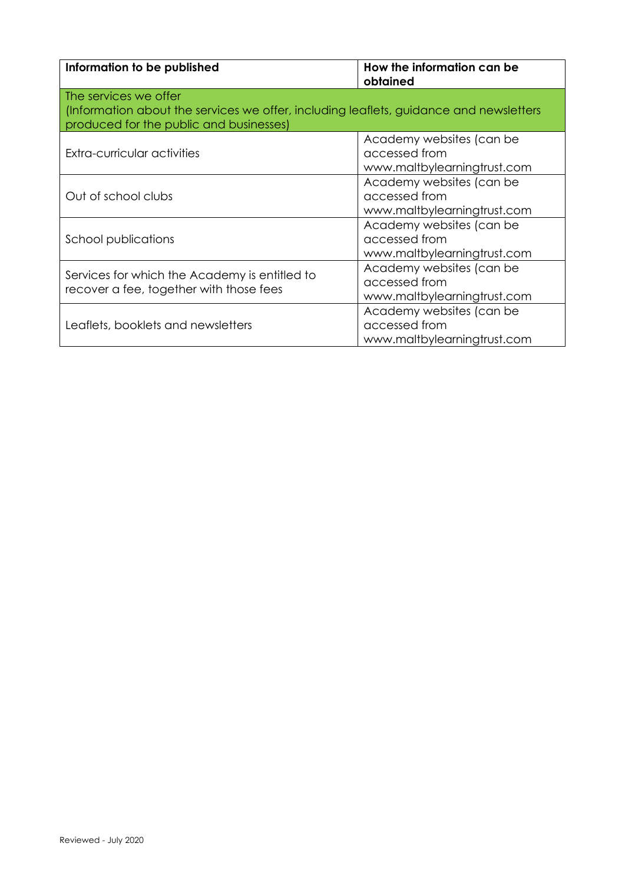| Information to be published | How the information can be obtained |
| --- | --- |
| The services we offer<br>(Information about the services we offer, including leaflets, guidance and newsletters produced for the public and businesses) | |
| Extra-curricular activities | Academy websites (can be accessed from www.maltbylearningtrust.com |
| Out of school clubs | Academy websites (can be accessed from www.maltbylearningtrust.com |
| School publications | Academy websites (can be accessed from www.maltbylearningtrust.com |
| Services for which the Academy is entitled to recover a fee, together with those fees | Academy websites (can be accessed from www.maltbylearningtrust.com |
| Leaflets, booklets and newsletters | Academy websites (can be accessed from www.maltbylearningtrust.com |

Reviewed - July 2020